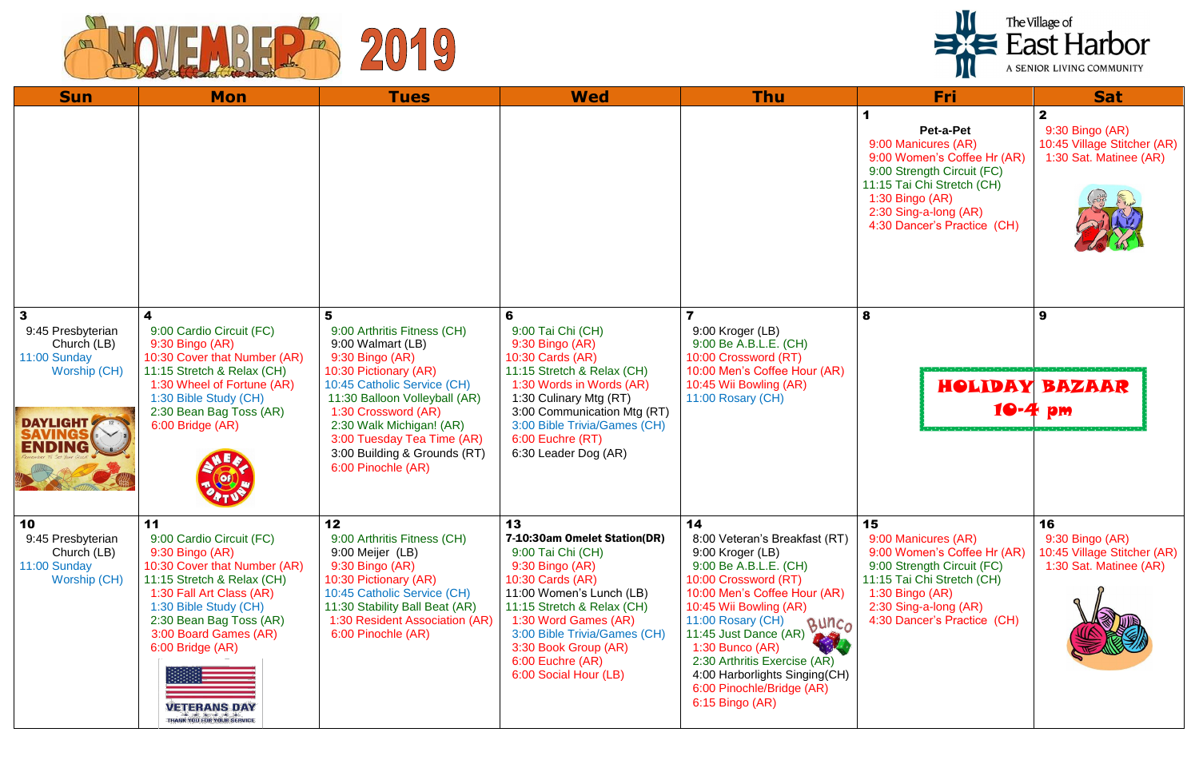# NOVEMBER 2019

The Village of East Harbor
A SENIOR LIVING COMMUNITY

| Sun | Mon | Tues | Wed | Thu | Fri | Sat |
|---|---|---|---|---|---|---|
| | | | | | **1**<br>**Pet-a-Pet**<br>9:00 Manicures (AR)<br>9:00 Women's Coffee Hr (AR)<br>9:00 Strength Circuit (FC)<br>11:15 Tai Chi Stretch (CH)<br>1:30 Bingo (AR)<br>2:30 Sing-a-long (AR)<br>4:30 Dancer's Practice (CH) | **2**<br>9:30 Bingo (AR)<br>10:45 Village Stitcher (AR)<br>1:30 Sat. Matinee (AR) |
| **3**<br>9:45 Presbyterian Church (LB)<br>11:00 Sunday Worship (CH)<br>DAYLIGHT SAVINGS ENDING<br>Remember to set your clock | **4**<br>9:00 Cardio Circuit (FC)<br>9:30 Bingo (AR)<br>10:30 Cover that Number (AR)<br>11:15 Stretch & Relax (CH)<br>1:30 Wheel of Fortune (AR)<br>1:30 Bible Study (CH)<br>2:30 Bean Bag Toss (AR)<br>6:00 Bridge (AR)<br>WHEEL OF FORTUNE | **5**<br>9:00 Arthritis Fitness (CH)<br>9:00 Walmart (LB)<br>9:30 Bingo (AR)<br>10:30 Pictionary (AR)<br>10:45 Catholic Service (CH)<br>11:30 Balloon Volleyball (AR)<br>1:30 Crossword (AR)<br>2:30 Walk Michigan! (AR)<br>3:00 Tuesday Tea Time (AR)<br>3:00 Building & Grounds (RT)<br>6:00 Pinochle (AR) | **6**<br>9:00 Tai Chi (CH)<br>9:30 Bingo (AR)<br>10:30 Cards (AR)<br>11:15 Stretch & Relax (CH)<br>1:30 Words in Words (AR)<br>1:30 Culinary Mtg (RT)<br>3:00 Communication Mtg (RT)<br>3:00 Bible Trivia/Games (CH)<br>6:00 Euchre (RT)<br>6:30 Leader Dog (AR) | **7**<br>9:00 Kroger (LB)<br>9:00 Be A.B.L.E. (CH)<br>10:00 Crossword (RT)<br>10:00 Men's Coffee Hour (AR)<br>10:45 Wii Bowling (AR)<br>11:00 Rosary (CH) | **8**<br>**HOLIDAY BAZAAR 10-4 pm** | **9** |
| **10**<br>9:45 Presbyterian Church (LB)<br>11:00 Sunday Worship (CH) | **11**<br>9:00 Cardio Circuit (FC)<br>9:30 Bingo (AR)<br>10:30 Cover that Number (AR)<br>11:15 Stretch & Relax (CH)<br>1:30 Fall Art Class (AR)<br>1:30 Bible Study (CH)<br>2:30 Bean Bag Toss (AR)<br>3:00 Board Games (AR)<br>6:00 Bridge (AR)<br>VETERANS DAY<br>THANK YOU FOR YOUR SERVICE | **12**<br>9:00 Arthritis Fitness (CH)<br>9:00 Meijer (LB)<br>9:30 Bingo (AR)<br>10:30 Pictionary (AR)<br>10:45 Catholic Service (CH)<br>11:30 Stability Ball Beat (AR)<br>1:30 Resident Association (AR)<br>6:00 Pinochle (AR) | **13**<br>**7-10:30am Omelet Station(DR)**<br>9:00 Tai Chi (CH)<br>9:30 Bingo (AR)<br>10:30 Cards (AR)<br>11:00 Women's Lunch (LB)<br>11:15 Stretch & Relax (CH)<br>1:30 Word Games (AR)<br>3:00 Bible Trivia/Games (CH)<br>3:30 Book Group (AR)<br>6:00 Euchre (AR)<br>6:00 Social Hour (LB) | **14**<br>8:00 Veteran's Breakfast (RT)<br>9:00 Kroger (LB)<br>9:00 Be A.B.L.E. (CH)<br>10:00 Crossword (RT)<br>10:00 Men's Coffee Hour (AR)<br>10:45 Wii Bowling (AR)<br>11:00 Rosary (CH)<br>11:45 Just Dance (AR)<br>1:30 Bunco (AR)<br>2:30 Arthritis Exercise (AR)<br>4:00 Harborlights Singing(CH)<br>6:00 Pinochle/Bridge (AR)<br>6:15 Bingo (AR) | **15**<br>9:00 Manicures (AR)<br>9:00 Women's Coffee Hr (AR)<br>9:00 Strength Circuit (FC)<br>11:15 Tai Chi Stretch (CH)<br>1:30 Bingo (AR)<br>2:30 Sing-a-long (AR)<br>4:30 Dancer's Practice (CH) | **16**<br>9:30 Bingo (AR)<br>10:45 Village Stitcher (AR)<br>1:30 Sat. Matinee (AR) |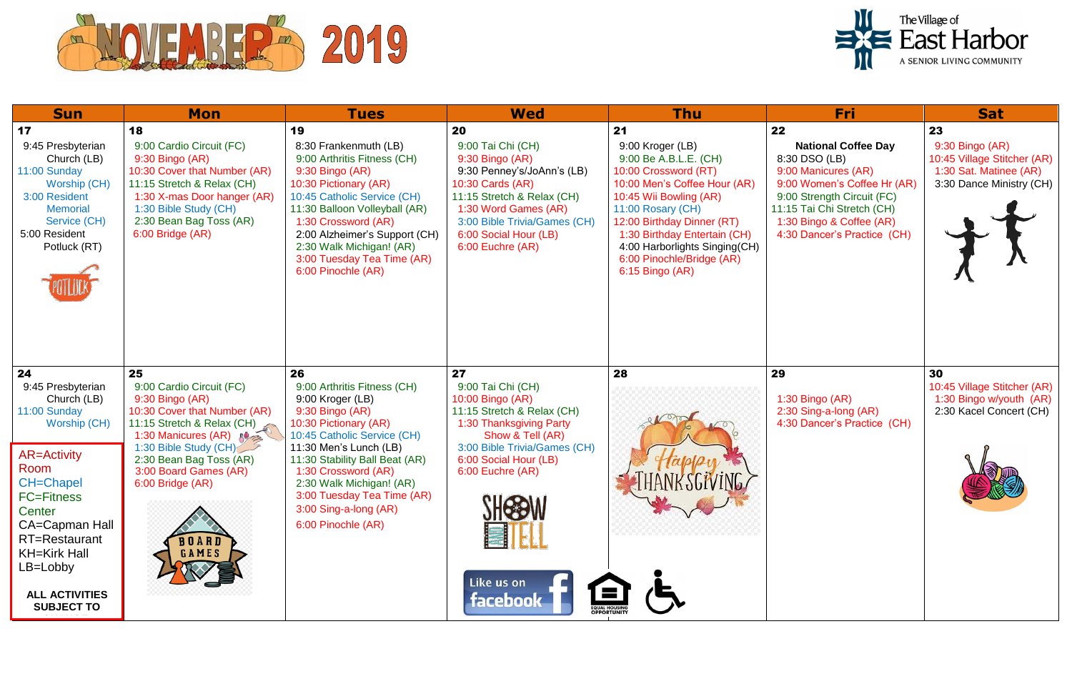# NOVEMBER 2019

The Village of East Harbor
A SENIOR LIVING COMMUNITY

| Sun | Mon | Tues | Wed | Thu | Fri | Sat |
|---|---|---|---|---|---|---|
| **17**<br>9:45 Presbyterian Church (LB)<br>11:00 Sunday Worship (CH)<br>3:00 Resident Memorial Service (CH)<br>5:00 Resident Potluck (RT) | **18**<br>9:00 Cardio Circuit (FC)<br>9:30 Bingo (AR)<br>10:30 Cover that Number (AR)<br>11:15 Stretch & Relax (CH)<br>1:30 X-mas Door hanger (AR)<br>1:30 Bible Study (CH)<br>2:30 Bean Bag Toss (AR)<br>6:00 Bridge (AR) | **19**<br>8:30 Frankenmuth (LB)<br>9:00 Arthritis Fitness (CH)<br>9:30 Bingo (AR)<br>10:30 Pictionary (AR)<br>10:45 Catholic Service (CH)<br>11:30 Balloon Volleyball (AR)<br>1:30 Crossword (AR)<br>2:00 Alzheimer's Support (CH)<br>2:30 Walk Michigan! (AR)<br>3:00 Tuesday Tea Time (AR)<br>6:00 Pinochle (AR) | **20**<br>9:00 Tai Chi (CH)<br>9:30 Bingo (AR)<br>9:30 Penney's/JoAnn's (LB)<br>10:30 Cards (AR)<br>11:15 Stretch & Relax (CH)<br>1:30 Word Games (AR)<br>3:00 Bible Trivia/Games (CH)<br>6:00 Social Hour (LB)<br>6:00 Euchre (AR) | **21**<br>9:00 Kroger (LB)<br>9:00 Be A.B.L.E. (CH)<br>10:00 Crossword (RT)<br>10:00 Men's Coffee Hour (AR)<br>10:45 Wii Bowling (AR)<br>11:00 Rosary (CH)<br>12:00 Birthday Dinner (RT)<br>1:30 Birthday Entertain (CH)<br>4:00 Harborlights Singing(CH)<br>6:00 Pinochle/Bridge (AR)<br>6:15 Bingo (AR) | **22**<br>**National Coffee Day**<br>8:30 DSO (LB)<br>9:00 Manicures (AR)<br>9:00 Women's Coffee Hr (AR)<br>9:00 Strength Circuit (FC)<br>11:15 Tai Chi Stretch (CH)<br>1:30 Bingo & Coffee (AR)<br>4:30 Dancer's Practice (CH) | **23**<br>9:30 Bingo (AR)<br>10:45 Village Stitcher (AR)<br>1:30 Sat. Matinee (AR)<br>3:30 Dance Ministry (CH) |
| **24**<br>9:45 Presbyterian Church (LB)<br>11:00 Sunday Worship (CH)<br><br>AR=Activity Room<br>CH=Chapel<br>FC=Fitness Center<br>CA=Capman Hall<br>RT=Restaurant<br>KH=Kirk Hall<br>LB=Lobby<br><br>**ALL ACTIVITIES SUBJECT TO** | **25**<br>9:00 Cardio Circuit (FC)<br>9:30 Bingo (AR)<br>10:30 Cover that Number (AR)<br>11:15 Stretch & Relax (CH)<br>1:30 Manicures (AR)<br>1:30 Bible Study (CH)<br>2:30 Bean Bag Toss (AR)<br>3:00 Board Games (AR)<br>6:00 Bridge (AR) | **26**<br>9:00 Arthritis Fitness (CH)<br>9:00 Kroger (LB)<br>9:30 Bingo (AR)<br>10:30 Pictionary (AR)<br>10:45 Catholic Service (CH)<br>11:30 Men's Lunch (LB)<br>11:30 Stability Ball Beat (AR)<br>1:30 Crossword (AR)<br>2:30 Walk Michigan! (AR)<br>3:00 Tuesday Tea Time (AR)<br>3:00 Sing-a-long (AR)<br>6:00 Pinochle (AR) | **27**<br>9:00 Tai Chi (CH)<br>10:00 Bingo (AR)<br>11:15 Stretch & Relax (CH)<br>1:30 Thanksgiving Party Show & Tell (AR)<br>3:00 Bible Trivia/Games (CH)<br>6:00 Social Hour (LB)<br>6:00 Euchre (AR)<br><br>SHOW TELL<br>Like us on facebook | **28**<br>Happy THANKSGIVING | **29**<br>1:30 Bingo (AR)<br>2:30 Sing-a-long (AR)<br>4:30 Dancer's Practice (CH) | **30**<br>10:45 Village Stitcher (AR)<br>1:30 Bingo w/youth (AR)<br>2:30 Kacel Concert (CH) |